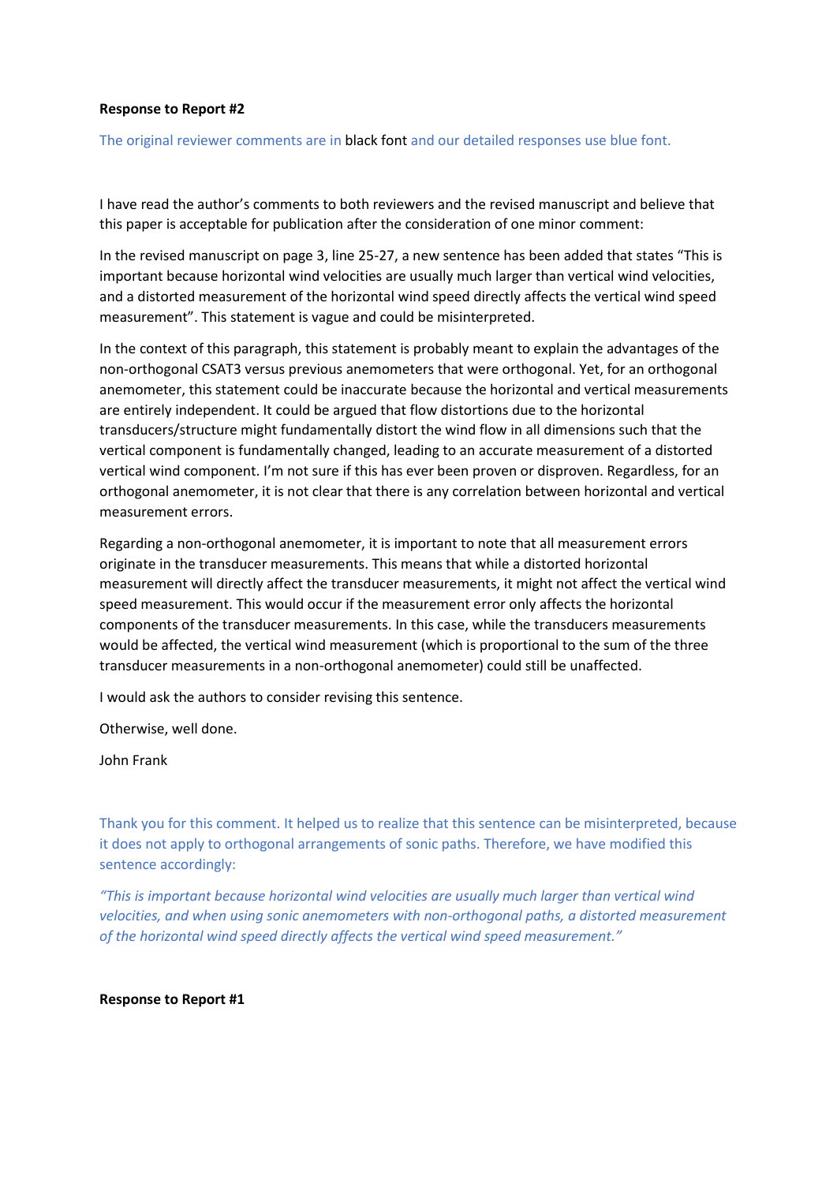**Response to Report #2**

The original reviewer comments are in black font and our detailed responses use blue font.

I have read the author's comments to both reviewers and the revised manuscript and believe that this paper is acceptable for publication after the consideration of one minor comment:

In the revised manuscript on page 3, line 25-27, a new sentence has been added that states "This is important because horizontal wind velocities are usually much larger than vertical wind velocities, and a distorted measurement of the horizontal wind speed directly affects the vertical wind speed measurement". This statement is vague and could be misinterpreted.

In the context of this paragraph, this statement is probably meant to explain the advantages of the non-orthogonal CSAT3 versus previous anemometers that were orthogonal. Yet, for an orthogonal anemometer, this statement could be inaccurate because the horizontal and vertical measurements are entirely independent. It could be argued that flow distortions due to the horizontal transducers/structure might fundamentally distort the wind flow in all dimensions such that the vertical component is fundamentally changed, leading to an accurate measurement of a distorted vertical wind component. I'm not sure if this has ever been proven or disproven. Regardless, for an orthogonal anemometer, it is not clear that there is any correlation between horizontal and vertical measurement errors.

Regarding a non-orthogonal anemometer, it is important to note that all measurement errors originate in the transducer measurements. This means that while a distorted horizontal measurement will directly affect the transducer measurements, it might not affect the vertical wind speed measurement. This would occur if the measurement error only affects the horizontal components of the transducer measurements. In this case, while the transducers measurements would be affected, the vertical wind measurement (which is proportional to the sum of the three transducer measurements in a non-orthogonal anemometer) could still be unaffected.

I would ask the authors to consider revising this sentence.

Otherwise, well done.

John Frank

Thank you for this comment. It helped us to realize that this sentence can be misinterpreted, because it does not apply to orthogonal arrangements of sonic paths. Therefore, we have modified this sentence accordingly:

*"This is important because horizontal wind velocities are usually much larger than vertical wind velocities, and when using sonic anemometers with non-orthogonal paths, a distorted measurement of the horizontal wind speed directly affects the vertical wind speed measurement."*

**Response to Report #1**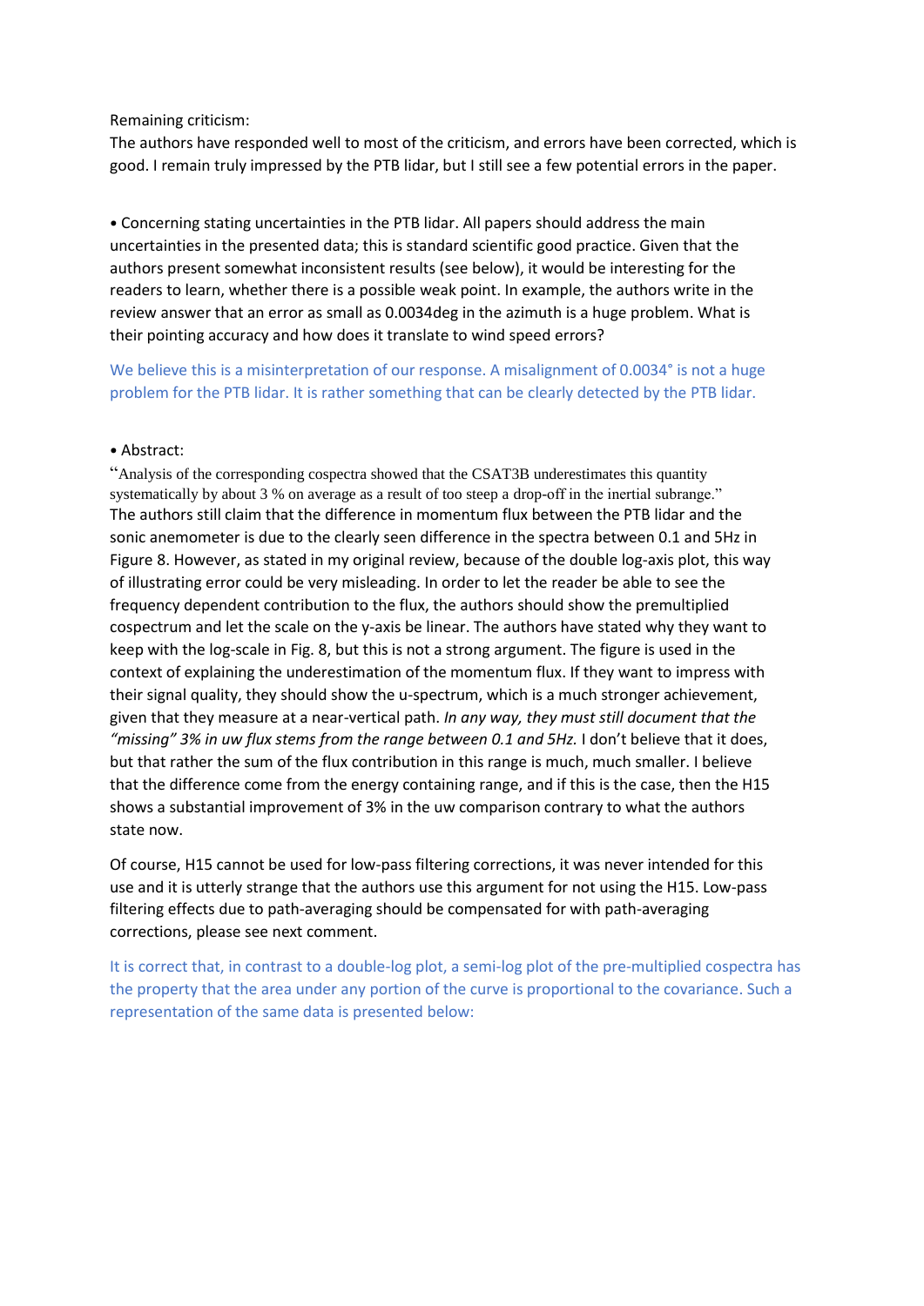Remaining criticism:

The authors have responded well to most of the criticism, and errors have been corrected, which is good. I remain truly impressed by the PTB lidar, but I still see a few potential errors in the paper.

- Concerning stating uncertainties in the PTB lidar. All papers should address the main uncertainties in the presented data; this is standard scientific good practice. Given that the authors present somewhat inconsistent results (see below), it would be interesting for the readers to learn, whether there is a possible weak point. In example, the authors write in the review answer that an error as small as 0.0034deg in the azimuth is a huge problem. What is their pointing accuracy and how does it translate to wind speed errors?

We believe this is a misinterpretation of our response. A misalignment of 0.0034° is not a huge problem for the PTB lidar. It is rather something that can be clearly detected by the PTB lidar.

- Abstract:

"Analysis of the corresponding cospectra showed that the CSAT3B underestimates this quantity systematically by about 3 % on average as a result of too steep a drop-off in the inertial subrange."

The authors still claim that the difference in momentum flux between the PTB lidar and the sonic anemometer is due to the clearly seen difference in the spectra between 0.1 and 5Hz in Figure 8. However, as stated in my original review, because of the double log-axis plot, this way of illustrating error could be very misleading. In order to let the reader be able to see the frequency dependent contribution to the flux, the authors should show the premultiplied cospectrum and let the scale on the y-axis be linear. The authors have stated why they want to keep with the log-scale in Fig. 8, but this is not a strong argument. The figure is used in the context of explaining the underestimation of the momentum flux. If they want to impress with their signal quality, they should show the u-spectrum, which is a much stronger achievement, given that they measure at a near-vertical path. *In any way, they must still document that the "missing" 3% in uw flux stems from the range between 0.1 and 5Hz.* I don't believe that it does, but that rather the sum of the flux contribution in this range is much, much smaller. I believe that the difference come from the energy containing range, and if this is the case, then the H15 shows a substantial improvement of 3% in the uw comparison contrary to what the authors state now.

Of course, H15 cannot be used for low-pass filtering corrections, it was never intended for this use and it is utterly strange that the authors use this argument for not using the H15. Low-pass filtering effects due to path-averaging should be compensated for with path-averaging corrections, please see next comment.

It is correct that, in contrast to a double-log plot, a semi-log plot of the pre-multiplied cospectra has the property that the area under any portion of the curve is proportional to the covariance. Such a representation of the same data is presented below: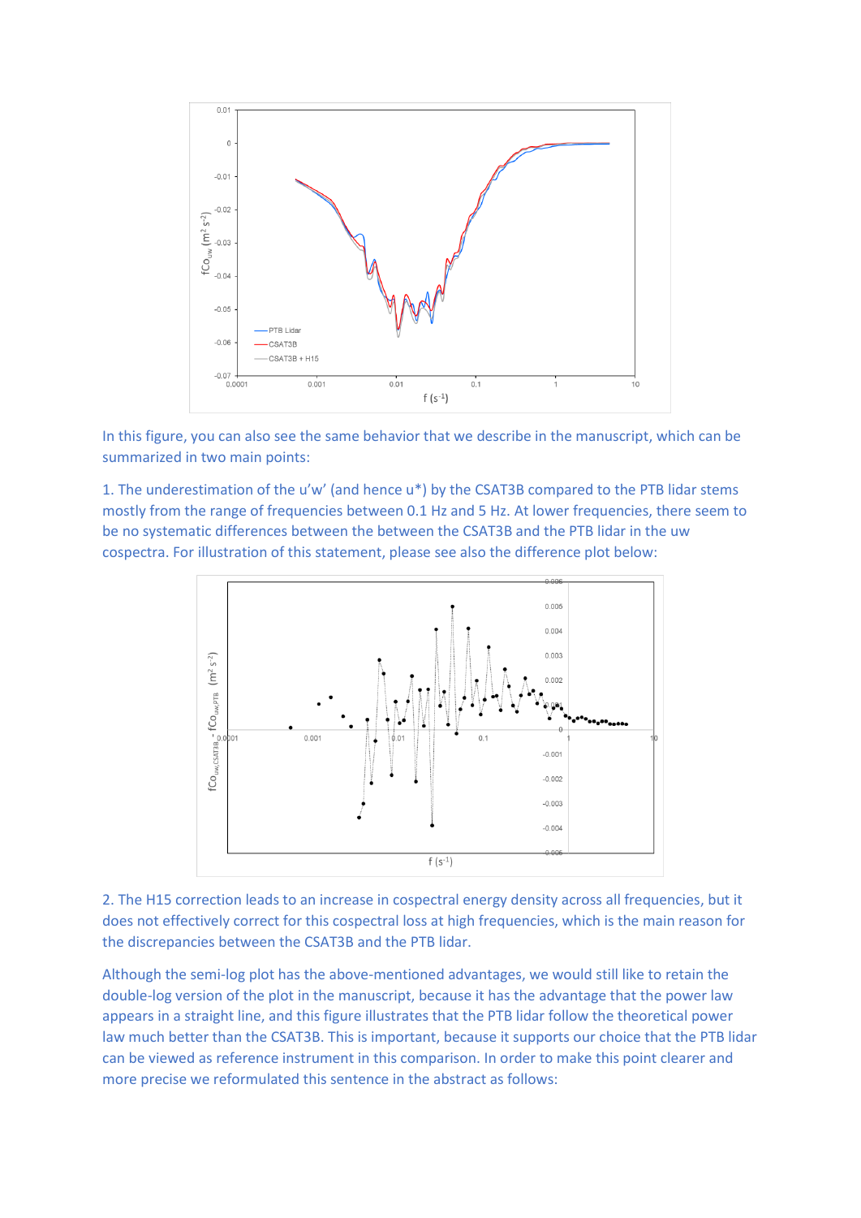In this figure, you can also see the same behavior that we describe in the manuscript, which can be summarized in two main points:

1. The underestimation of the u'w' (and hence u*) by the CSAT3B compared to the PTB lidar stems mostly from the range of frequencies between 0.1 Hz and 5 Hz. At lower frequencies, there seem to be no systematic differences between the between the CSAT3B and the PTB lidar in the uw cospectra. For illustration of this statement, please see also the difference plot below:

2. The H15 correction leads to an increase in cospectral energy density across all frequencies, but it does not effectively correct for this cospectral loss at high frequencies, which is the main reason for the discrepancies between the CSAT3B and the PTB lidar.

Although the semi-log plot has the above-mentioned advantages, we would still like to retain the double-log version of the plot in the manuscript, because it has the advantage that the power law appears in a straight line, and this figure illustrates that the PTB lidar follow the theoretical power law much better than the CSAT3B. This is important, because it supports our choice that the PTB lidar can be viewed as reference instrument in this comparison. In order to make this point clearer and more precise we reformulated this sentence in the abstract as follows: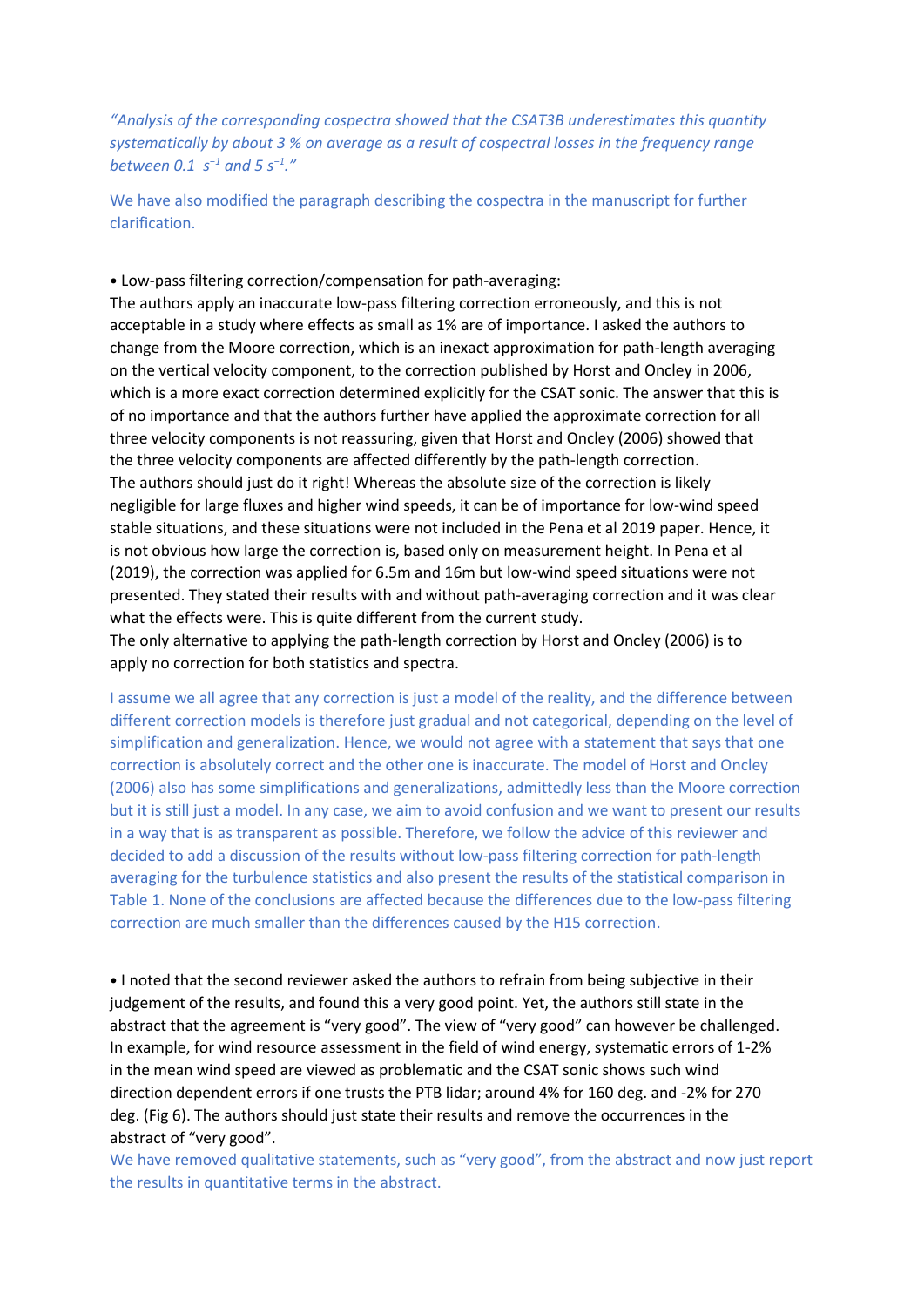*"Analysis of the corresponding cospectra showed that the CSAT3B underestimates this quantity systematically by about 3 % on average as a result of cospectral losses in the frequency range between 0.1 $s^{-1}$ and 5 $s^{-1}$."*

We have also modified the paragraph describing the cospectra in the manuscript for further clarification.

• Low-pass filtering correction/compensation for path-averaging:
The authors apply an inaccurate low-pass filtering correction erroneously, and this is not acceptable in a study where effects as small as 1% are of importance. I asked the authors to change from the Moore correction, which is an inexact approximation for path-length averaging on the vertical velocity component, to the correction published by Horst and Oncley in 2006, which is a more exact correction determined explicitly for the CSAT sonic. The answer that this is of no importance and that the authors further have applied the approximate correction for all three velocity components is not reassuring, given that Horst and Oncley (2006) showed that the three velocity components are affected differently by the path-length correction.
The authors should just do it right! Whereas the absolute size of the correction is likely negligible for large fluxes and higher wind speeds, it can be of importance for low-wind speed stable situations, and these situations were not included in the Pena et al 2019 paper. Hence, it is not obvious how large the correction is, based only on measurement height. In Pena et al (2019), the correction was applied for 6.5m and 16m but low-wind speed situations were not presented. They stated their results with and without path-averaging correction and it was clear what the effects were. This is quite different from the current study.
The only alternative to applying the path-length correction by Horst and Oncley (2006) is to apply no correction for both statistics and spectra.

I assume we all agree that any correction is just a model of the reality, and the difference between different correction models is therefore just gradual and not categorical, depending on the level of simplification and generalization. Hence, we would not agree with a statement that says that one correction is absolutely correct and the other one is inaccurate. The model of Horst and Oncley (2006) also has some simplifications and generalizations, admittedly less than the Moore correction but it is still just a model. In any case, we aim to avoid confusion and we want to present our results in a way that is as transparent as possible. Therefore, we follow the advice of this reviewer and decided to add a discussion of the results without low-pass filtering correction for path-length averaging for the turbulence statistics and also present the results of the statistical comparison in Table 1. None of the conclusions are affected because the differences due to the low-pass filtering correction are much smaller than the differences caused by the H15 correction.

• I noted that the second reviewer asked the authors to refrain from being subjective in their judgement of the results, and found this a very good point. Yet, the authors still state in the abstract that the agreement is "very good". The view of "very good" can however be challenged. In example, for wind resource assessment in the field of wind energy, systematic errors of 1-2% in the mean wind speed are viewed as problematic and the CSAT sonic shows such wind direction dependent errors if one trusts the PTB lidar; around 4% for 160 deg. and -2% for 270 deg. (Fig 6). The authors should just state their results and remove the occurrences in the abstract of "very good".
We have removed qualitative statements, such as "very good", from the abstract and now just report the results in quantitative terms in the abstract.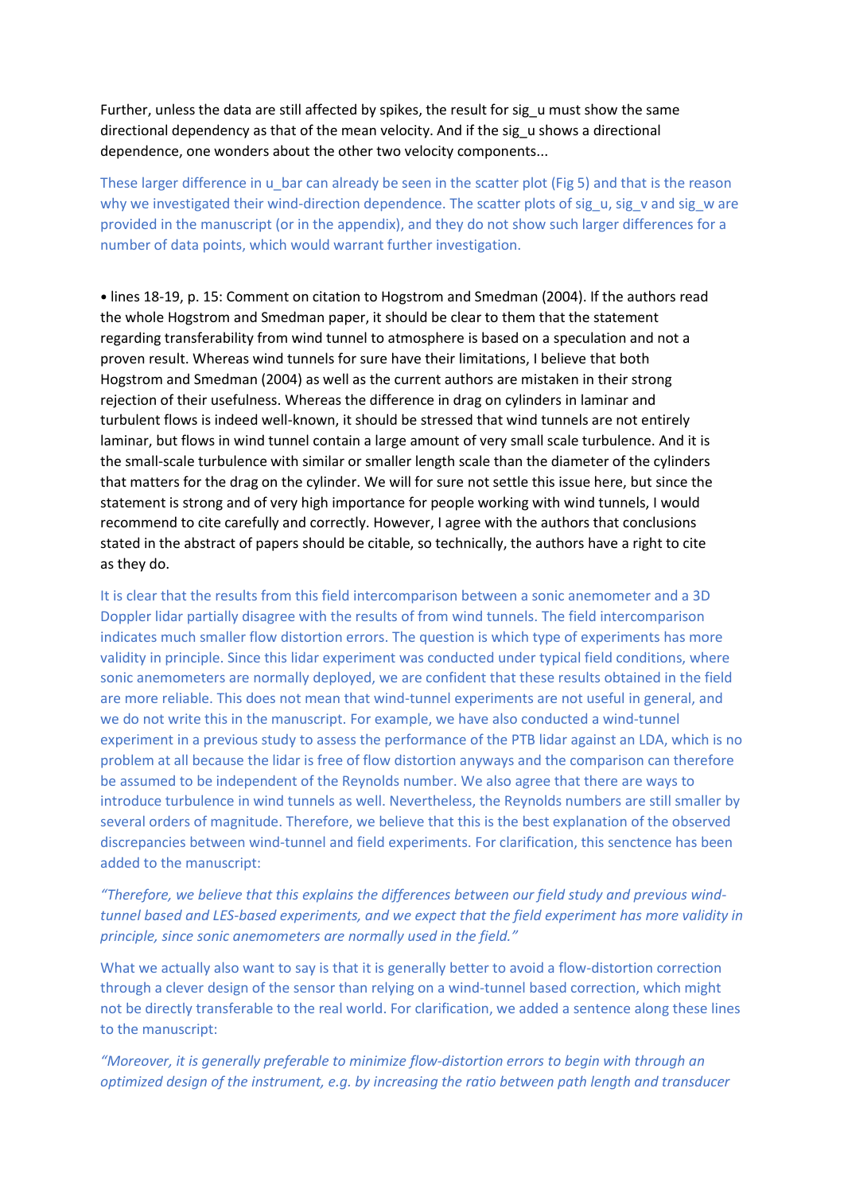Further, unless the data are still affected by spikes, the result for sig_u must show the same directional dependency as that of the mean velocity. And if the sig_u shows a directional dependence, one wonders about the other two velocity components...

These larger difference in u_bar can already be seen in the scatter plot (Fig 5) and that is the reason why we investigated their wind-direction dependence. The scatter plots of sig_u, sig_v and sig_w are provided in the manuscript (or in the appendix), and they do not show such larger differences for a number of data points, which would warrant further investigation.

• lines 18-19, p. 15: Comment on citation to Hogstrom and Smedman (2004). If the authors read the whole Hogstrom and Smedman paper, it should be clear to them that the statement regarding transferability from wind tunnel to atmosphere is based on a speculation and not a proven result. Whereas wind tunnels for sure have their limitations, I believe that both Hogstrom and Smedman (2004) as well as the current authors are mistaken in their strong rejection of their usefulness. Whereas the difference in drag on cylinders in laminar and turbulent flows is indeed well-known, it should be stressed that wind tunnels are not entirely laminar, but flows in wind tunnel contain a large amount of very small scale turbulence. And it is the small-scale turbulence with similar or smaller length scale than the diameter of the cylinders that matters for the drag on the cylinder. We will for sure not settle this issue here, but since the statement is strong and of very high importance for people working with wind tunnels, I would recommend to cite carefully and correctly. However, I agree with the authors that conclusions stated in the abstract of papers should be citable, so technically, the authors have a right to cite as they do.

It is clear that the results from this field intercomparison between a sonic anemometer and a 3D Doppler lidar partially disagree with the results of from wind tunnels. The field intercomparison indicates much smaller flow distortion errors. The question is which type of experiments has more validity in principle. Since this lidar experiment was conducted under typical field conditions, where sonic anemometers are normally deployed, we are confident that these results obtained in the field are more reliable. This does not mean that wind-tunnel experiments are not useful in general, and we do not write this in the manuscript. For example, we have also conducted a wind-tunnel experiment in a previous study to assess the performance of the PTB lidar against an LDA, which is no problem at all because the lidar is free of flow distortion anyways and the comparison can therefore be assumed to be independent of the Reynolds number. We also agree that there are ways to introduce turbulence in wind tunnels as well. Nevertheless, the Reynolds numbers are still smaller by several orders of magnitude. Therefore, we believe that this is the best explanation of the observed discrepancies between wind-tunnel and field experiments. For clarification, this senctence has been added to the manuscript:

*"Therefore, we believe that this explains the differences between our field study and previous wind-tunnel based and LES-based experiments, and we expect that the field experiment has more validity in principle, since sonic anemometers are normally used in the field."*

What we actually also want to say is that it is generally better to avoid a flow-distortion correction through a clever design of the sensor than relying on a wind-tunnel based correction, which might not be directly transferable to the real world. For clarification, we added a sentence along these lines to the manuscript:

*"Moreover, it is generally preferable to minimize flow-distortion errors to begin with through an optimized design of the instrument, e.g. by increasing the ratio between path length and transducer*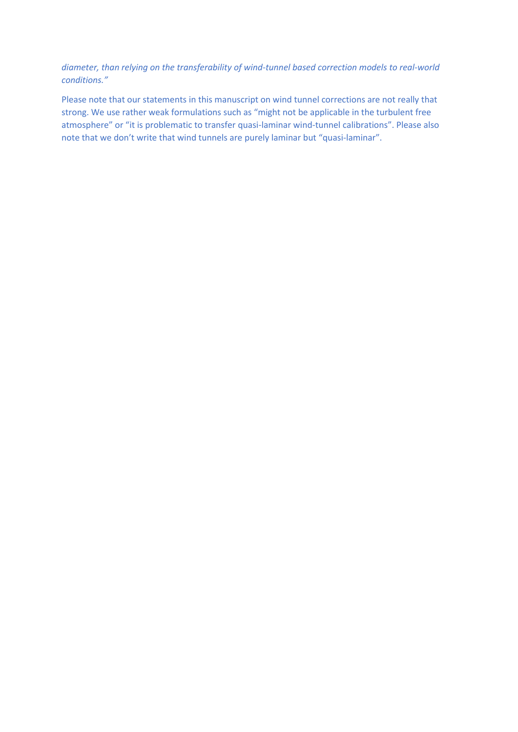*diameter, than relying on the transferability of wind-tunnel based correction models to real-world conditions."*

Please note that our statements in this manuscript on wind tunnel corrections are not really that strong. We use rather weak formulations such as "might not be applicable in the turbulent free atmosphere" or "it is problematic to transfer quasi-laminar wind-tunnel calibrations". Please also note that we don't write that wind tunnels are purely laminar but "quasi-laminar".